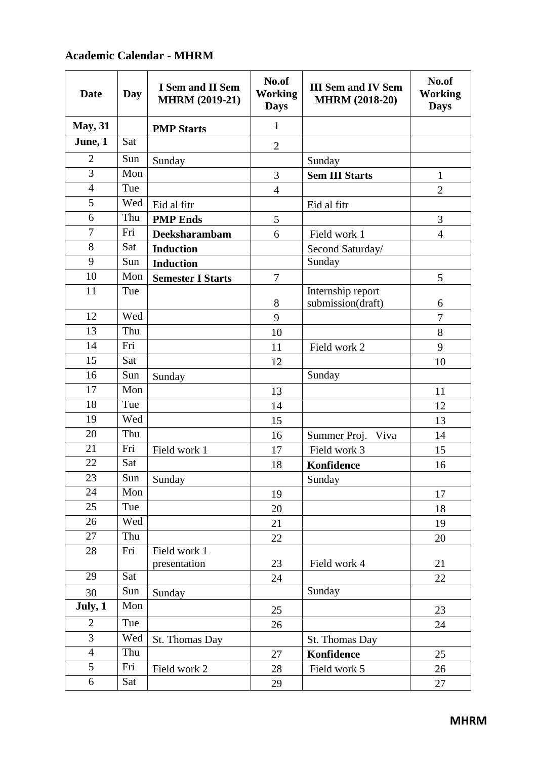## Academic Calendar - MHRM

| Date | Day | I Sem and II Sem MHRM (2019-21) | No.of Working Days | III Sem and IV Sem MHRM (2018-20) | No.of Working Days |
|---|---|---|---|---|---|
| **May, 31** | | **PMP Starts** | 1 | | |
| **June, 1** | Sat | | 2 | | |
| 2 | Sun | Sunday | | Sunday | |
| 3 | Mon | | 3 | **Sem III Starts** | 1 |
| 4 | Tue | | 4 | | 2 |
| 5 | Wed | Eid al fitr | | Eid al fitr | |
| 6 | Thu | **PMP Ends** | 5 | | 3 |
| 7 | Fri | **Deeksharambam** | 6 | Field work 1 | 4 |
| 8 | Sat | **Induction** | | Second Saturday/ | |
| 9 | Sun | **Induction** | | Sunday | |
| 10 | Mon | **Semester I Starts** | 7 | | 5 |
| 11 | Tue | | 8 | Internship report submission(draft) | 6 |
| 12 | Wed | | 9 | | 7 |
| 13 | Thu | | 10 | | 8 |
| 14 | Fri | | 11 | Field work 2 | 9 |
| 15 | Sat | | 12 | | 10 |
| 16 | Sun | Sunday | | Sunday | |
| 17 | Mon | | 13 | | 11 |
| 18 | Tue | | 14 | | 12 |
| 19 | Wed | | 15 | | 13 |
| 20 | Thu | | 16 | Summer Proj. Viva | 14 |
| 21 | Fri | Field work 1 | 17 | Field work 3 | 15 |
| 22 | Sat | | 18 | **Konfidence** | 16 |
| 23 | Sun | Sunday | | Sunday | |
| 24 | Mon | | 19 | | 17 |
| 25 | Tue | | 20 | | 18 |
| 26 | Wed | | 21 | | 19 |
| 27 | Thu | | 22 | | 20 |
| 28 | Fri | Field work 1 presentation | 23 | Field work 4 | 21 |
| 29 | Sat | | 24 | | 22 |
| 30 | Sun | Sunday | | Sunday | |
| **July, 1** | Mon | | 25 | | 23 |
| 2 | Tue | | 26 | | 24 |
| 3 | Wed | St. Thomas Day | | St. Thomas Day | |
| 4 | Thu | | 27 | **Konfidence** | 25 |
| 5 | Fri | Field work 2 | 28 | Field work 5 | 26 |
| 6 | Sat | | 29 | | 27 |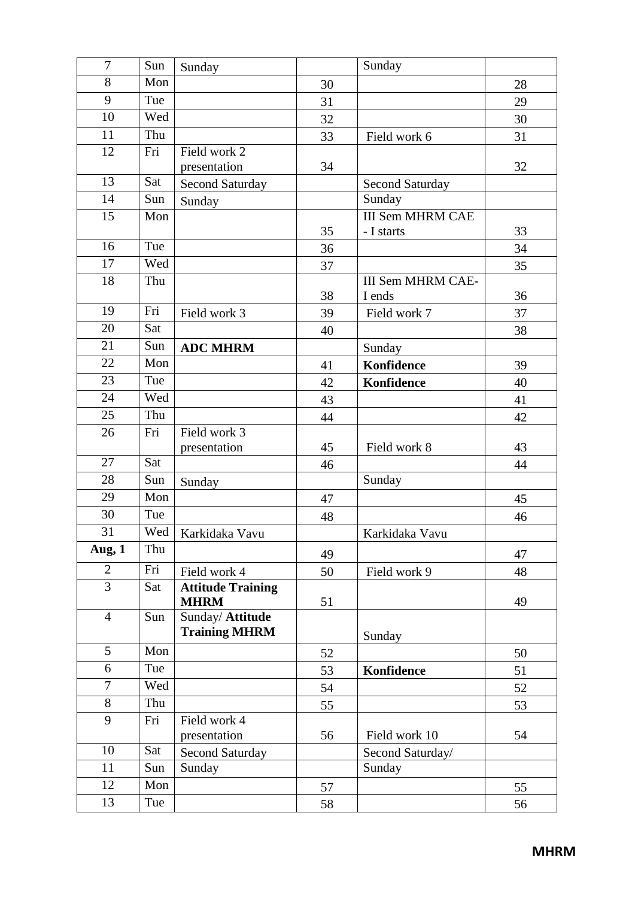| | | | | | |
|---|---|---|---|---|---|
| 7 | Sun | Sunday | | Sunday | |
| 8 | Mon | | 30 | | 28 |
| 9 | Tue | | 31 | | 29 |
| 10 | Wed | | 32 | | 30 |
| 11 | Thu | | 33 | Field work 6 | 31 |
| 12 | Fri | Field work 2 presentation | 34 | | 32 |
| 13 | Sat | Second Saturday | | Second Saturday | |
| 14 | Sun | Sunday | | Sunday | |
| 15 | Mon | | 35 | III Sem MHRM CAE - I starts | 33 |
| 16 | Tue | | 36 | | 34 |
| 17 | Wed | | 37 | | 35 |
| 18 | Thu | | 38 | III Sem MHRM CAE-I ends | 36 |
| 19 | Fri | Field work 3 | 39 | Field work 7 | 37 |
| 20 | Sat | | 40 | | 38 |
| 21 | Sun | **ADC MHRM** | | Sunday | |
| 22 | Mon | | 41 | **Konfidence** | 39 |
| 23 | Tue | | 42 | **Konfidence** | 40 |
| 24 | Wed | | 43 | | 41 |
| 25 | Thu | | 44 | | 42 |
| 26 | Fri | Field work 3 presentation | 45 | Field work 8 | 43 |
| 27 | Sat | | 46 | | 44 |
| 28 | Sun | Sunday | | Sunday | |
| 29 | Mon | | 47 | | 45 |
| 30 | Tue | | 48 | | 46 |
| 31 | Wed | Karkidaka Vavu | | Karkidaka Vavu | |
| **Aug, 1** | Thu | | 49 | | 47 |
| 2 | Fri | Field work 4 | 50 | Field work 9 | 48 |
| 3 | Sat | **Attitude Training MHRM** | 51 | | 49 |
| 4 | Sun | Sunday/ **Attitude Training MHRM** | | Sunday | |
| 5 | Mon | | 52 | | 50 |
| 6 | Tue | | 53 | **Konfidence** | 51 |
| 7 | Wed | | 54 | | 52 |
| 8 | Thu | | 55 | | 53 |
| 9 | Fri | Field work 4 presentation | 56 | Field work 10 | 54 |
| 10 | Sat | Second Saturday | | Second Saturday/ | |
| 11 | Sun | Sunday | | Sunday | |
| 12 | Mon | | 57 | | 55 |
| 13 | Tue | | 58 | | 56 |

**MHRM**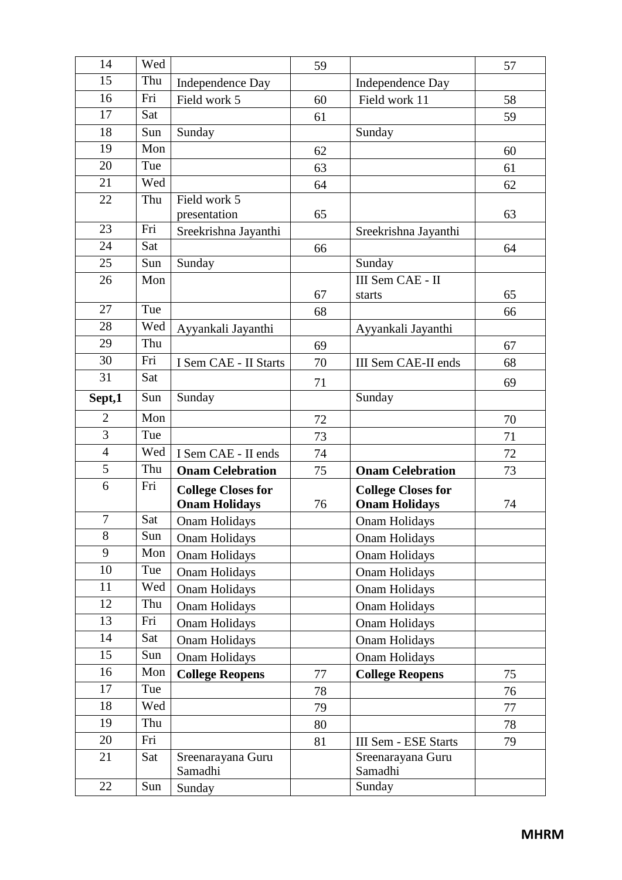| | | | | | |
|---|---|---|---|---|---|
| 14 | Wed | | 59 | | 57 |
| 15 | Thu | Independence Day | | Independence Day | |
| 16 | Fri | Field work 5 | 60 | Field work 11 | 58 |
| 17 | Sat | | 61 | | 59 |
| 18 | Sun | Sunday | | Sunday | |
| 19 | Mon | | 62 | | 60 |
| 20 | Tue | | 63 | | 61 |
| 21 | Wed | | 64 | | 62 |
| 22 | Thu | Field work 5 presentation | 65 | | 63 |
| 23 | Fri | Sreekrishna Jayanthi | | Sreekrishna Jayanthi | |
| 24 | Sat | | 66 | | 64 |
| 25 | Sun | Sunday | | Sunday | |
| 26 | Mon | | 67 | III Sem CAE - II starts | 65 |
| 27 | Tue | | 68 | | 66 |
| 28 | Wed | Ayyankali Jayanthi | | Ayyankali Jayanthi | |
| 29 | Thu | | 69 | | 67 |
| 30 | Fri | I Sem CAE - II Starts | 70 | III Sem CAE-II ends | 68 |
| 31 | Sat | | 71 | | 69 |
| **Sept,1** | Sun | Sunday | | Sunday | |
| 2 | Mon | | 72 | | 70 |
| 3 | Tue | | 73 | | 71 |
| 4 | Wed | I Sem CAE - II ends | 74 | | 72 |
| 5 | Thu | **Onam Celebration** | 75 | **Onam Celebration** | 73 |
| 6 | Fri | **College Closes for Onam Holidays** | 76 | **College Closes for Onam Holidays** | 74 |
| 7 | Sat | Onam Holidays | | Onam Holidays | |
| 8 | Sun | Onam Holidays | | Onam Holidays | |
| 9 | Mon | Onam Holidays | | Onam Holidays | |
| 10 | Tue | Onam Holidays | | Onam Holidays | |
| 11 | Wed | Onam Holidays | | Onam Holidays | |
| 12 | Thu | Onam Holidays | | Onam Holidays | |
| 13 | Fri | Onam Holidays | | Onam Holidays | |
| 14 | Sat | Onam Holidays | | Onam Holidays | |
| 15 | Sun | Onam Holidays | | Onam Holidays | |
| 16 | Mon | **College Reopens** | 77 | **College Reopens** | 75 |
| 17 | Tue | | 78 | | 76 |
| 18 | Wed | | 79 | | 77 |
| 19 | Thu | | 80 | | 78 |
| 20 | Fri | | 81 | III Sem - ESE Starts | 79 |
| 21 | Sat | Sreenarayana Guru Samadhi | | Sreenarayana Guru Samadhi | |
| 22 | Sun | Sunday | | Sunday | |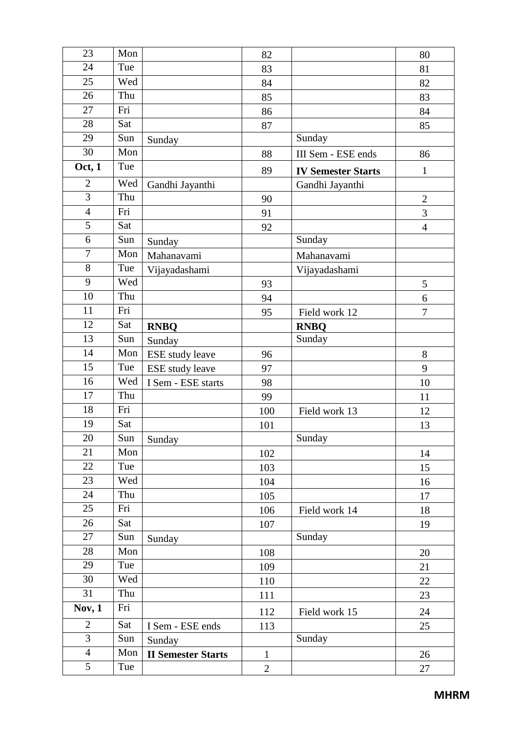| | | | | | |
|---|---|---|---|---|---|
| 23 | Mon | | 82 | | 80 |
| 24 | Tue | | 83 | | 81 |
| 25 | Wed | | 84 | | 82 |
| 26 | Thu | | 85 | | 83 |
| 27 | Fri | | 86 | | 84 |
| 28 | Sat | | 87 | | 85 |
| 29 | Sun | Sunday | | Sunday | |
| 30 | Mon | | 88 | III Sem - ESE ends | 86 |
| **Oct, 1** | Tue | | 89 | **IV Semester Starts** | 1 |
| 2 | Wed | Gandhi Jayanthi | | Gandhi Jayanthi | |
| 3 | Thu | | 90 | | 2 |
| 4 | Fri | | 91 | | 3 |
| 5 | Sat | | 92 | | 4 |
| 6 | Sun | Sunday | | Sunday | |
| 7 | Mon | Mahanavami | | Mahanavami | |
| 8 | Tue | Vijayadashami | | Vijayadashami | |
| 9 | Wed | | 93 | | 5 |
| 10 | Thu | | 94 | | 6 |
| 11 | Fri | | 95 | Field work 12 | 7 |
| 12 | Sat | **RNBQ** | | **RNBQ** | |
| 13 | Sun | Sunday | | Sunday | |
| 14 | Mon | ESE study leave | 96 | | 8 |
| 15 | Tue | ESE study leave | 97 | | 9 |
| 16 | Wed | I Sem - ESE starts | 98 | | 10 |
| 17 | Thu | | 99 | | 11 |
| 18 | Fri | | 100 | Field work 13 | 12 |
| 19 | Sat | | 101 | | 13 |
| 20 | Sun | Sunday | | Sunday | |
| 21 | Mon | | 102 | | 14 |
| 22 | Tue | | 103 | | 15 |
| 23 | Wed | | 104 | | 16 |
| 24 | Thu | | 105 | | 17 |
| 25 | Fri | | 106 | Field work 14 | 18 |
| 26 | Sat | | 107 | | 19 |
| 27 | Sun | Sunday | | Sunday | |
| 28 | Mon | | 108 | | 20 |
| 29 | Tue | | 109 | | 21 |
| 30 | Wed | | 110 | | 22 |
| 31 | Thu | | 111 | | 23 |
| **Nov, 1** | Fri | | 112 | Field work 15 | 24 |
| 2 | Sat | I Sem - ESE ends | 113 | | 25 |
| 3 | Sun | Sunday | | Sunday | |
| 4 | Mon | **II Semester Starts** | 1 | | 26 |
| 5 | Tue | | 2 | | 27 |

**MHRM**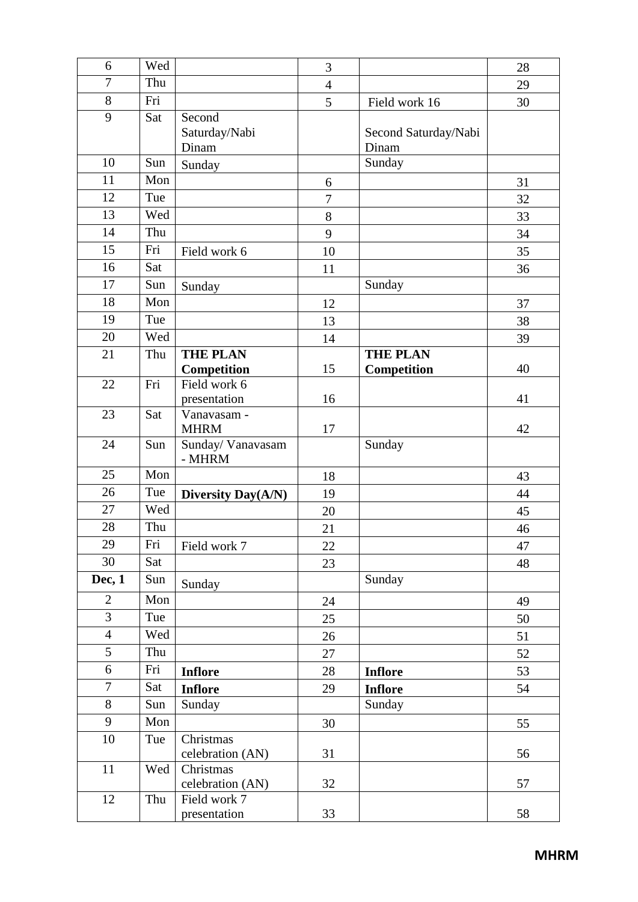| | | | | | |
|---|---|---|---|---|---|
| 6 | Wed | | 3 | | 28 |
| 7 | Thu | | 4 | | 29 |
| 8 | Fri | | 5 | Field work 16 | 30 |
| 9 | Sat | Second Saturday/Nabi Dinam | | Second Saturday/Nabi Dinam | |
| 10 | Sun | Sunday | | Sunday | |
| 11 | Mon | | 6 | | 31 |
| 12 | Tue | | 7 | | 32 |
| 13 | Wed | | 8 | | 33 |
| 14 | Thu | | 9 | | 34 |
| 15 | Fri | Field work 6 | 10 | | 35 |
| 16 | Sat | | 11 | | 36 |
| 17 | Sun | Sunday | | Sunday | |
| 18 | Mon | | 12 | | 37 |
| 19 | Tue | | 13 | | 38 |
| 20 | Wed | | 14 | | 39 |
| 21 | Thu | **THE PLAN Competition** | 15 | **THE PLAN Competition** | 40 |
| 22 | Fri | Field work 6 presentation | 16 | | 41 |
| 23 | Sat | Vanavasam - MHRM | 17 | | 42 |
| 24 | Sun | Sunday/ Vanavasam - MHRM | | Sunday | |
| 25 | Mon | | 18 | | 43 |
| 26 | Tue | **Diversity Day(A/N)** | 19 | | 44 |
| 27 | Wed | | 20 | | 45 |
| 28 | Thu | | 21 | | 46 |
| 29 | Fri | Field work 7 | 22 | | 47 |
| 30 | Sat | | 23 | | 48 |
| **Dec, 1** | Sun | Sunday | | Sunday | |
| 2 | Mon | | 24 | | 49 |
| 3 | Tue | | 25 | | 50 |
| 4 | Wed | | 26 | | 51 |
| 5 | Thu | | 27 | | 52 |
| 6 | Fri | **Inflore** | 28 | **Inflore** | 53 |
| 7 | Sat | **Inflore** | 29 | **Inflore** | 54 |
| 8 | Sun | Sunday | | Sunday | |
| 9 | Mon | | 30 | | 55 |
| 10 | Tue | Christmas celebration (AN) | 31 | | 56 |
| 11 | Wed | Christmas celebration (AN) | 32 | | 57 |
| 12 | Thu | Field work 7 presentation | 33 | | 58 |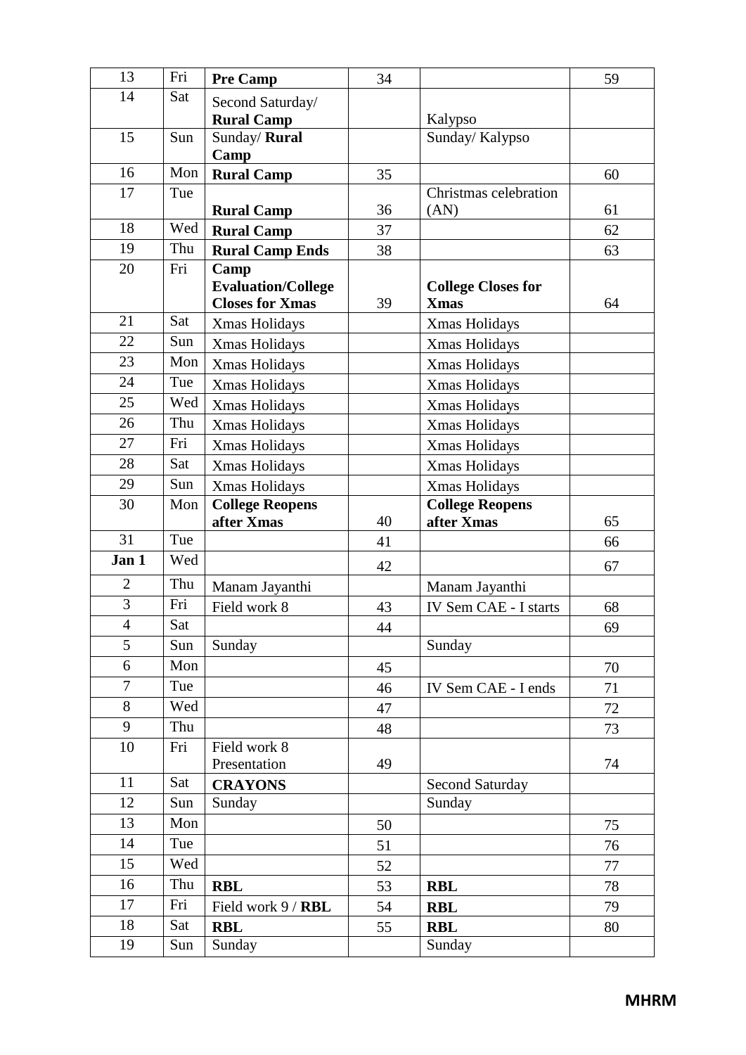| | | | | | |
|---|---|---|---|---|---|
| 13 | Fri | **Pre Camp** | 34 | | 59 |
| 14 | Sat | Second Saturday/ **Rural Camp** | | Kalypso | |
| 15 | Sun | Sunday/ **Rural Camp** | | Sunday/ Kalypso | |
| 16 | Mon | **Rural Camp** | 35 | | 60 |
| 17 | Tue | **Rural Camp** | 36 | Christmas celebration (AN) | 61 |
| 18 | Wed | **Rural Camp** | 37 | | 62 |
| 19 | Thu | **Rural Camp Ends** | 38 | | 63 |
| 20 | Fri | **Camp Evaluation/College Closes for Xmas** | 39 | **College Closes for Xmas** | 64 |
| 21 | Sat | Xmas Holidays | | Xmas Holidays | |
| 22 | Sun | Xmas Holidays | | Xmas Holidays | |
| 23 | Mon | Xmas Holidays | | Xmas Holidays | |
| 24 | Tue | Xmas Holidays | | Xmas Holidays | |
| 25 | Wed | Xmas Holidays | | Xmas Holidays | |
| 26 | Thu | Xmas Holidays | | Xmas Holidays | |
| 27 | Fri | Xmas Holidays | | Xmas Holidays | |
| 28 | Sat | Xmas Holidays | | Xmas Holidays | |
| 29 | Sun | Xmas Holidays | | Xmas Holidays | |
| 30 | Mon | **College Reopens after Xmas** | 40 | **College Reopens after Xmas** | 65 |
| 31 | Tue | | 41 | | 66 |
| **Jan 1** | Wed | | 42 | | 67 |
| 2 | Thu | Manam Jayanthi | | Manam Jayanthi | |
| 3 | Fri | Field work 8 | 43 | IV Sem CAE - I starts | 68 |
| 4 | Sat | | 44 | | 69 |
| 5 | Sun | Sunday | | Sunday | |
| 6 | Mon | | 45 | | 70 |
| 7 | Tue | | 46 | IV Sem CAE - I ends | 71 |
| 8 | Wed | | 47 | | 72 |
| 9 | Thu | | 48 | | 73 |
| 10 | Fri | Field work 8 Presentation | 49 | | 74 |
| 11 | Sat | **CRAYONS** | | Second Saturday | |
| 12 | Sun | Sunday | | Sunday | |
| 13 | Mon | | 50 | | 75 |
| 14 | Tue | | 51 | | 76 |
| 15 | Wed | | 52 | | 77 |
| 16 | Thu | **RBL** | 53 | **RBL** | 78 |
| 17 | Fri | Field work 9 / **RBL** | 54 | **RBL** | 79 |
| 18 | Sat | **RBL** | 55 | **RBL** | 80 |
| 19 | Sun | Sunday | | Sunday | |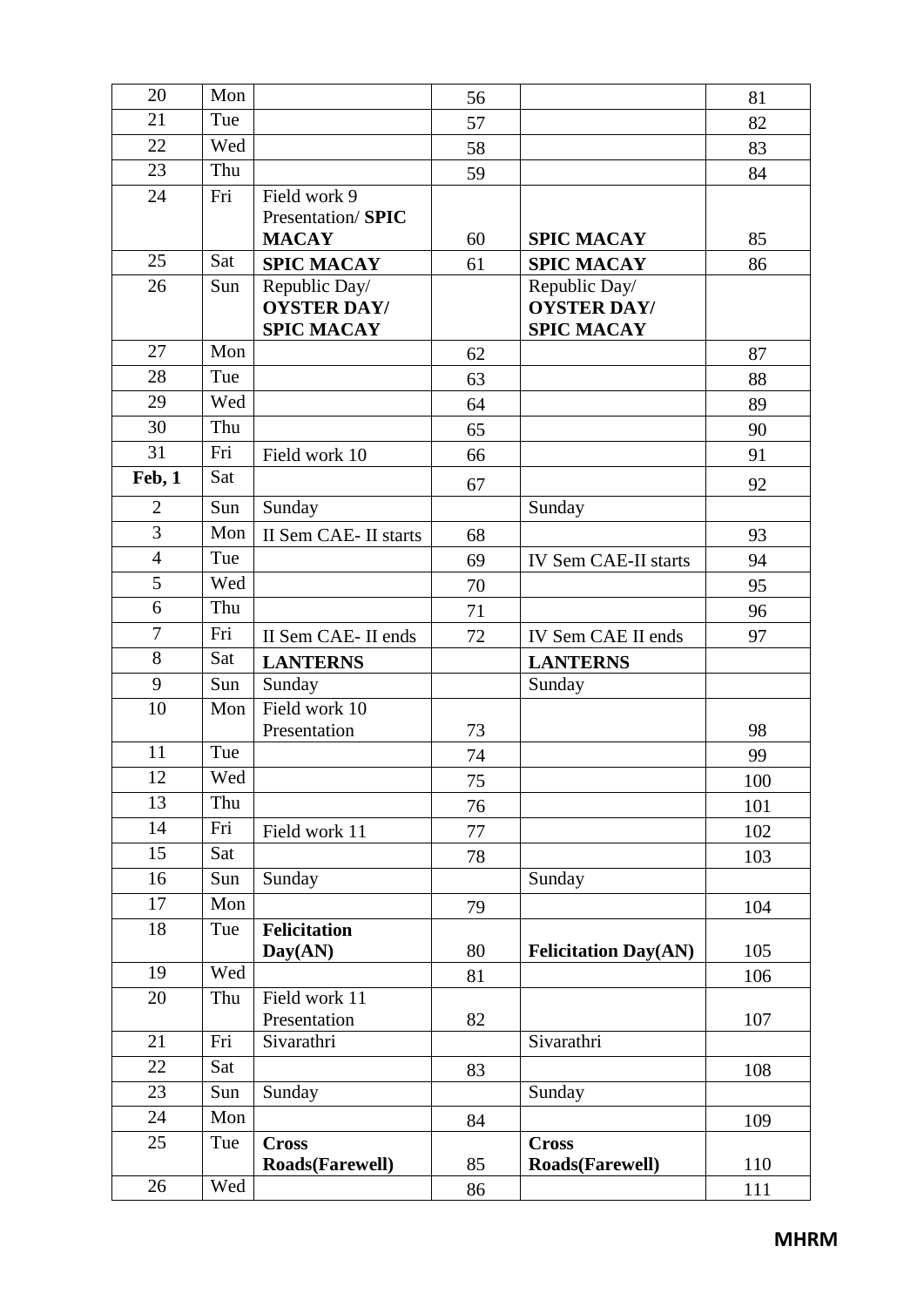| | | | | | |
|---|---|---|---|---|---|
| 20 | Mon | | 56 | | 81 |
| 21 | Tue | | 57 | | 82 |
| 22 | Wed | | 58 | | 83 |
| 23 | Thu | | 59 | | 84 |
| 24 | Fri | Field work 9 Presentation/ **SPIC MACAY** | 60 | **SPIC MACAY** | 85 |
| 25 | Sat | **SPIC MACAY** | 61 | **SPIC MACAY** | 86 |
| 26 | Sun | Republic Day/ **OYSTER DAY/ SPIC MACAY** | | Republic Day/ **OYSTER DAY/ SPIC MACAY** | |
| 27 | Mon | | 62 | | 87 |
| 28 | Tue | | 63 | | 88 |
| 29 | Wed | | 64 | | 89 |
| 30 | Thu | | 65 | | 90 |
| 31 | Fri | Field work 10 | 66 | | 91 |
| **Feb, 1** | Sat | | 67 | | 92 |
| 2 | Sun | Sunday | | Sunday | |
| 3 | Mon | II Sem CAE- II starts | 68 | | 93 |
| 4 | Tue | | 69 | IV Sem CAE-II starts | 94 |
| 5 | Wed | | 70 | | 95 |
| 6 | Thu | | 71 | | 96 |
| 7 | Fri | II Sem CAE- II ends | 72 | IV Sem CAE II ends | 97 |
| 8 | Sat | **LANTERNS** | | **LANTERNS** | |
| 9 | Sun | Sunday | | Sunday | |
| 10 | Mon | Field work 10 Presentation | 73 | | 98 |
| 11 | Tue | | 74 | | 99 |
| 12 | Wed | | 75 | | 100 |
| 13 | Thu | | 76 | | 101 |
| 14 | Fri | Field work 11 | 77 | | 102 |
| 15 | Sat | | 78 | | 103 |
| 16 | Sun | Sunday | | Sunday | |
| 17 | Mon | | 79 | | 104 |
| 18 | Tue | **Felicitation Day(AN)** | 80 | **Felicitation Day(AN)** | 105 |
| 19 | Wed | | 81 | | 106 |
| 20 | Thu | Field work 11 Presentation | 82 | | 107 |
| 21 | Fri | Sivarathri | | Sivarathri | |
| 22 | Sat | | 83 | | 108 |
| 23 | Sun | Sunday | | Sunday | |
| 24 | Mon | | 84 | | 109 |
| 25 | Tue | **Cross Roads(Farewell)** | 85 | **Cross Roads(Farewell)** | 110 |
| 26 | Wed | | 86 | | 111 |

**MHRM**